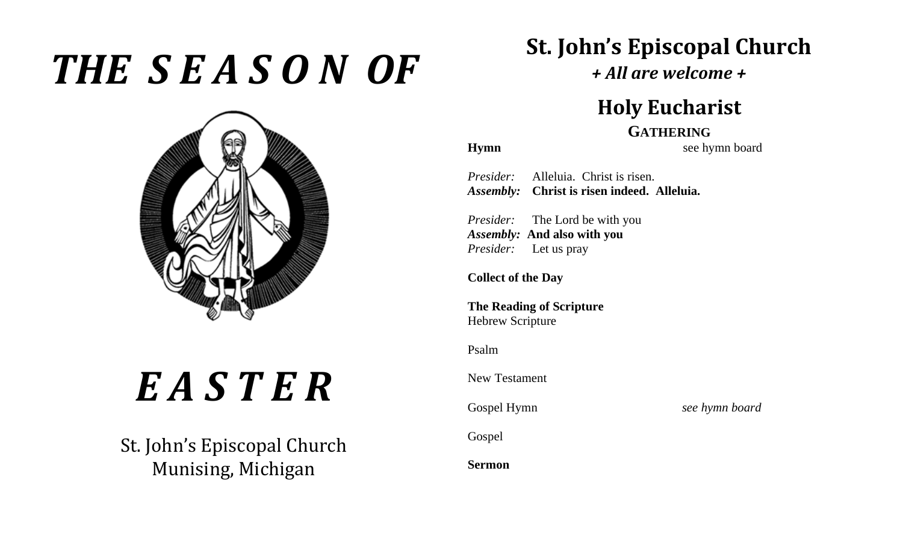# *THE SEASON OF*

# *EASTER*

St. John's Episcopal Church
Munising, Michigan

# St. John's Episcopal Church

***+ All are welcome +***

## Holy Eucharist

### GATHERING

**Hymn** see hymn board

*Presider:* Alleluia. Christ is risen.
***Assembly:*** **Christ is risen indeed. Alleluia.**

*Presider:* The Lord be with you
***Assembly:*** **And also with you**
*Presider:* Let us pray

**Collect of the Day**

**The Reading of Scripture**
Hebrew Scripture

Psalm

New Testament

Gospel Hymn *see hymn board*

Gospel

**Sermon**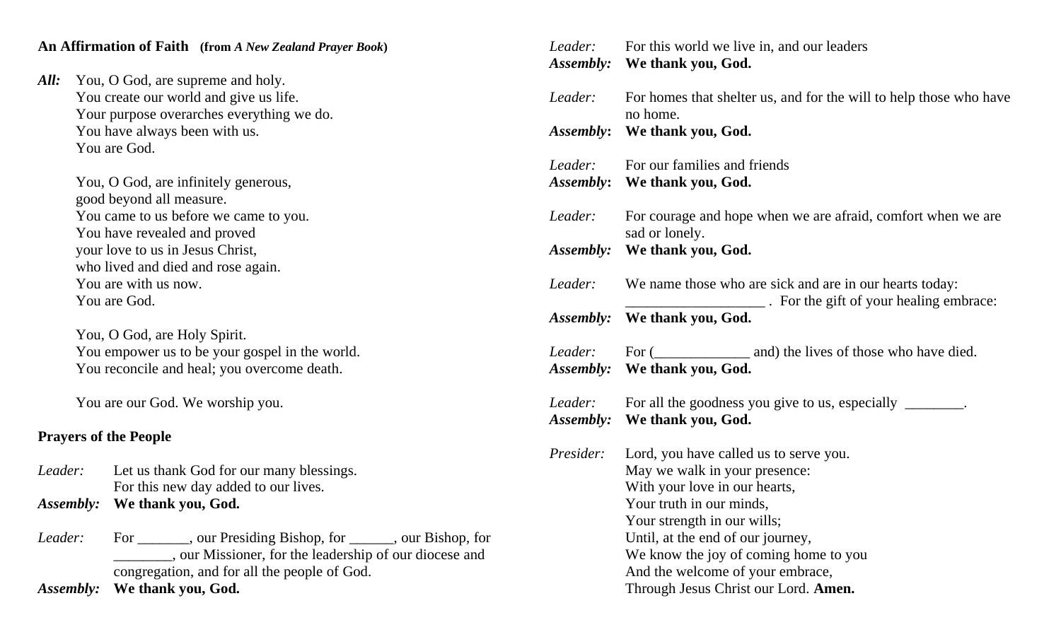**An Affirmation of Faith** **(from *A New Zealand Prayer Book*)**

***All:*** You, O God, are supreme and holy.
You create our world and give us life.
Your purpose overarches everything we do.
You have always been with us.
You are God.

You, O God, are infinitely generous,
good beyond all measure.
You came to us before we came to you.
You have revealed and proved
your love to us in Jesus Christ,
who lived and died and rose again.
You are with us now.
You are God.

You, O God, are Holy Spirit.
You empower us to be your gospel in the world.
You reconcile and heal; you overcome death.

You are our God. We worship you.

**Prayers of the People**

*Leader:* Let us thank God for our many blessings.
For this new day added to our lives.
***Assembly:*** **We thank you, God.**

*Leader:* For _______, our Presiding Bishop, for ______, our Bishop, for ________, our Missioner, for the leadership of our diocese and congregation, and for all the people of God.
***Assembly:*** **We thank you, God.**

*Leader:* For this world we live in, and our leaders
***Assembly:*** **We thank you, God.**

*Leader:* For homes that shelter us, and for the will to help those who have no home.
***Assembly*:** **We thank you, God.**

*Leader:* For our families and friends
***Assembly*:** **We thank you, God.**

*Leader:* For courage and hope when we are afraid, comfort when we are sad or lonely.
***Assembly:*** **We thank you, God.**

*Leader:* We name those who are sick and are in our hearts today: ___________________ . For the gift of your healing embrace:
***Assembly:*** **We thank you, God.**

*Leader:* For (_____________ and) the lives of those who have died.
***Assembly:*** **We thank you, God.**

*Leader:* For all the goodness you give to us, especially ________.
***Assembly:*** **We thank you, God.**

*Presider:* Lord, you have called us to serve you.
May we walk in your presence:
With your love in our hearts,
Your truth in our minds,
Your strength in our wills;
Until, at the end of our journey,
We know the joy of coming home to you
And the welcome of your embrace,
Through Jesus Christ our Lord. **Amen.**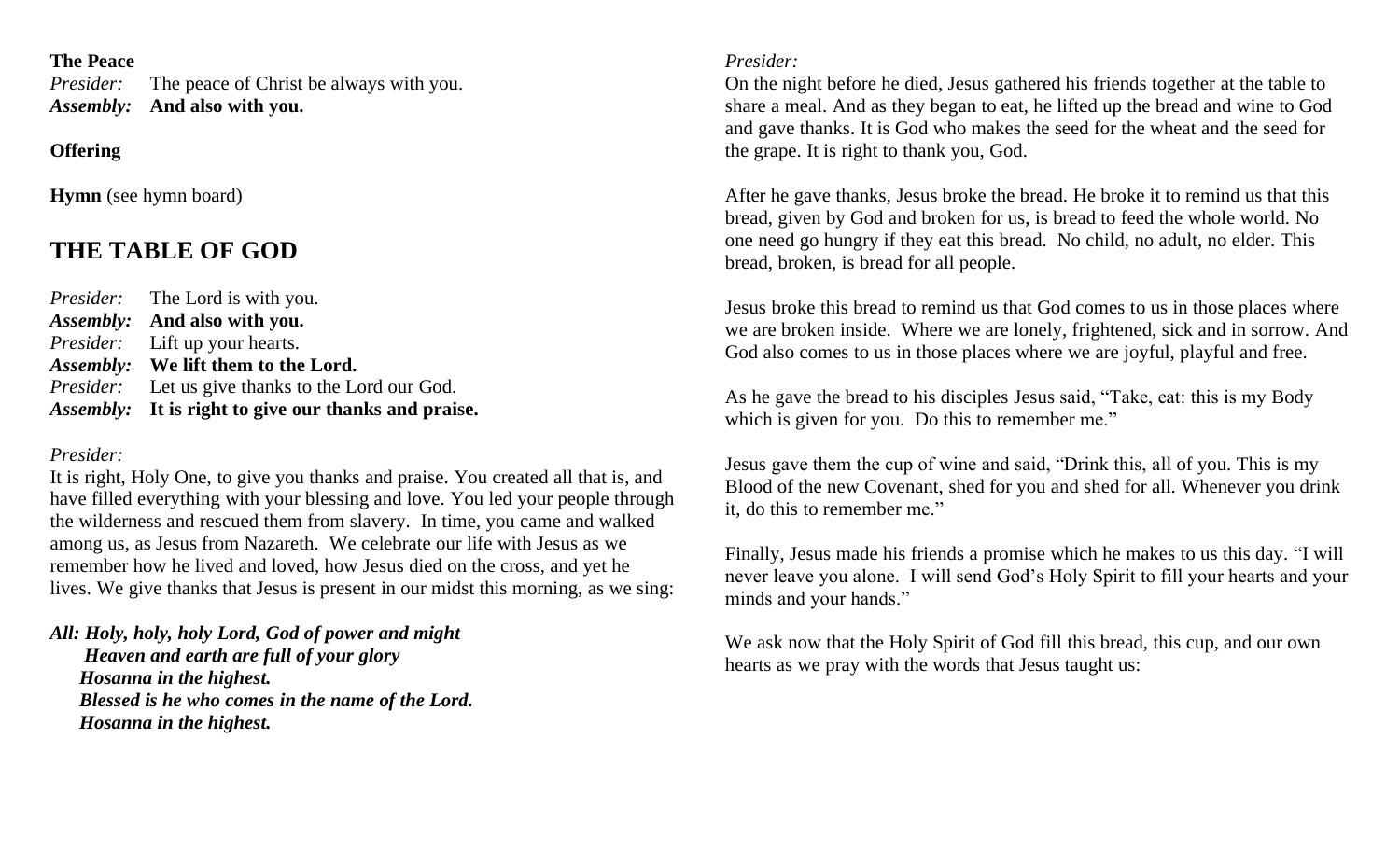**The Peace**

*Presider:* The peace of Christ be always with you.
***Assembly:*** **And also with you.**

**Offering**

**Hymn** (see hymn board)

## THE TABLE OF GOD

*Presider:* The Lord is with you.
***Assembly:*** **And also with you.**
*Presider:* Lift up your hearts.
***Assembly:*** **We lift them to the Lord.**
*Presider:* Let us give thanks to the Lord our God.
***Assembly:*** **It is right to give our thanks and praise.**

*Presider:*
It is right, Holy One, to give you thanks and praise. You created all that is, and have filled everything with your blessing and love. You led your people through the wilderness and rescued them from slavery. In time, you came and walked among us, as Jesus from Nazareth. We celebrate our life with Jesus as we remember how he lived and loved, how Jesus died on the cross, and yet he lives. We give thanks that Jesus is present in our midst this morning, as we sing:

***All: Holy, holy, holy Lord, God of power and might***
***Heaven and earth are full of your glory***
***Hosanna in the highest.***
***Blessed is he who comes in the name of the Lord.***
***Hosanna in the highest.***

*Presider:*
On the night before he died, Jesus gathered his friends together at the table to share a meal. And as they began to eat, he lifted up the bread and wine to God and gave thanks. It is God who makes the seed for the wheat and the seed for the grape. It is right to thank you, God.

After he gave thanks, Jesus broke the bread. He broke it to remind us that this bread, given by God and broken for us, is bread to feed the whole world. No one need go hungry if they eat this bread. No child, no adult, no elder. This bread, broken, is bread for all people.

Jesus broke this bread to remind us that God comes to us in those places where we are broken inside. Where we are lonely, frightened, sick and in sorrow. And God also comes to us in those places where we are joyful, playful and free.

As he gave the bread to his disciples Jesus said, "Take, eat: this is my Body which is given for you. Do this to remember me."

Jesus gave them the cup of wine and said, "Drink this, all of you. This is my Blood of the new Covenant, shed for you and shed for all. Whenever you drink it, do this to remember me."

Finally, Jesus made his friends a promise which he makes to us this day. "I will never leave you alone. I will send God's Holy Spirit to fill your hearts and your minds and your hands."

We ask now that the Holy Spirit of God fill this bread, this cup, and our own hearts as we pray with the words that Jesus taught us: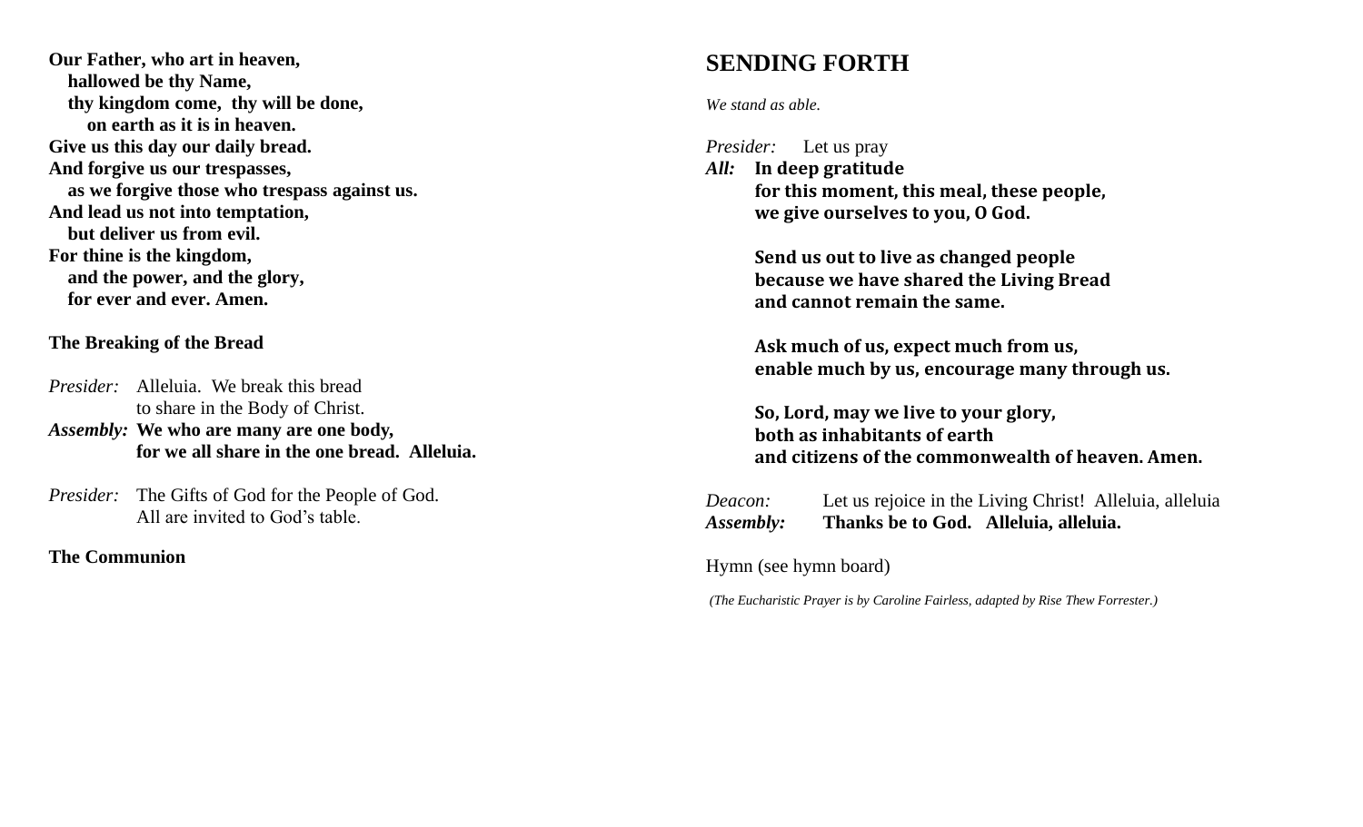**Our Father, who art in heaven,**
**hallowed be thy Name,**
**thy kingdom come, thy will be done,**
**on earth as it is in heaven.**
**Give us this day our daily bread.**
**And forgive us our trespasses,**
**as we forgive those who trespass against us.**
**And lead us not into temptation,**
**but deliver us from evil.**
**For thine is the kingdom,**
**and the power, and the glory,**
**for ever and ever. Amen.**

**The Breaking of the Bread**

*Presider:* Alleluia. We break this bread
to share in the Body of Christ.
***Assembly:*** **We who are many are one body,**
**for we all share in the one bread. Alleluia.**

*Presider:* The Gifts of God for the People of God.
All are invited to God's table.

**The Communion**

## SENDING FORTH

*We stand as able.*

*Presider:* Let us pray
***All:*** **In deep gratitude**
**for this moment, this meal, these people,**
**we give ourselves to you, O God.**

**Send us out to live as changed people**
**because we have shared the Living Bread**
**and cannot remain the same.**

**Ask much of us, expect much from us,**
**enable much by us, encourage many through us.**

**So, Lord, may we live to your glory,**
**both as inhabitants of earth**
**and citizens of the commonwealth of heaven. Amen.**

*Deacon:* Let us rejoice in the Living Christ! Alleluia, alleluia
***Assembly:*** **Thanks be to God. Alleluia, alleluia.**

Hymn (see hymn board)

*(The Eucharistic Prayer is by Caroline Fairless, adapted by Rise Thew Forrester.)*